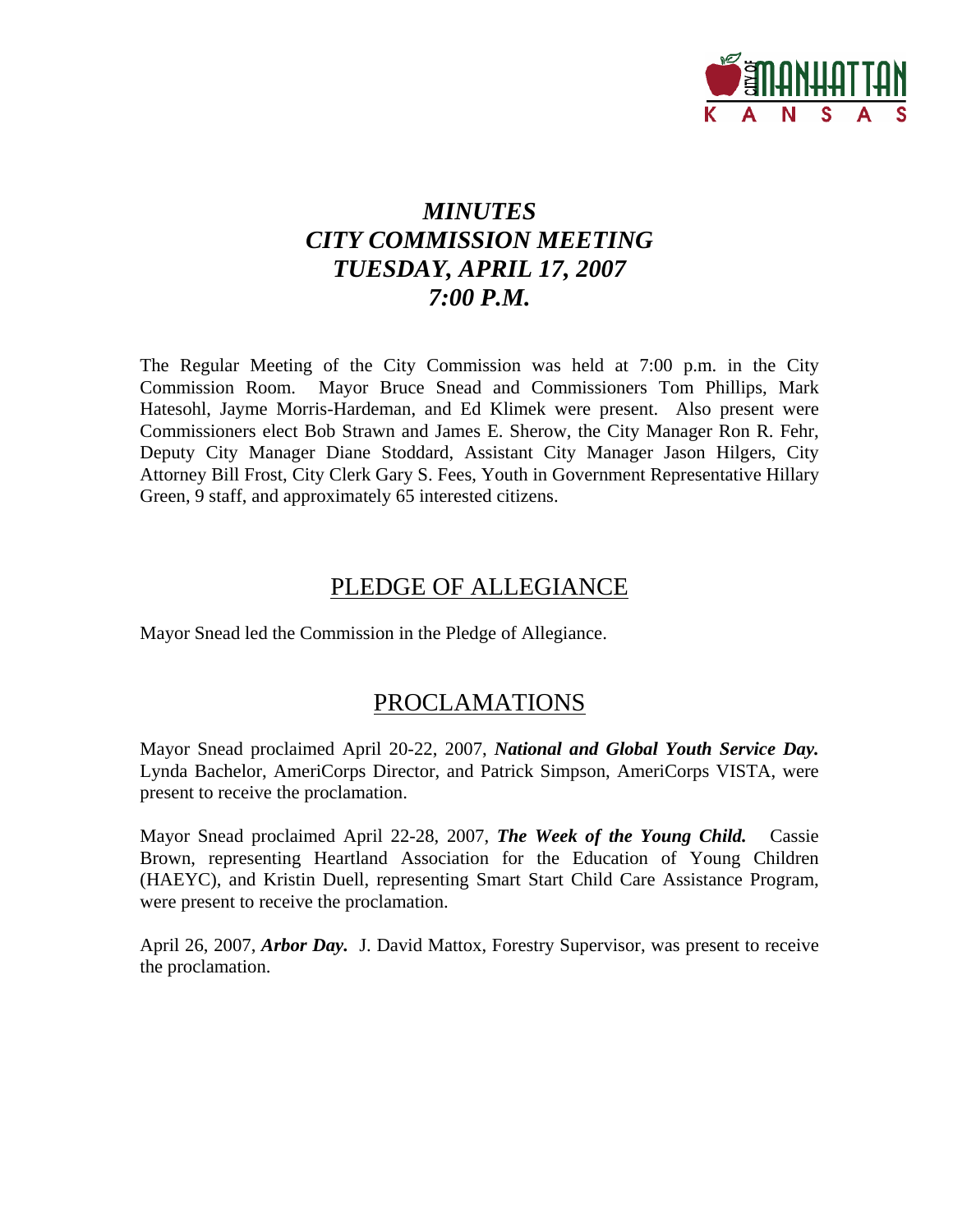# *MINUTES*
# *CITY COMMISSION MEETING*
# *TUESDAY, APRIL 17, 2007*
# *7:00 P.M.*

The Regular Meeting of the City Commission was held at 7:00 p.m. in the City Commission Room. Mayor Bruce Snead and Commissioners Tom Phillips, Mark Hatesohl, Jayme Morris-Hardeman, and Ed Klimek were present. Also present were Commissioners elect Bob Strawn and James E. Sherow, the City Manager Ron R. Fehr, Deputy City Manager Diane Stoddard, Assistant City Manager Jason Hilgers, City Attorney Bill Frost, City Clerk Gary S. Fees, Youth in Government Representative Hillary Green, 9 staff, and approximately 65 interested citizens.

## PLEDGE OF ALLEGIANCE

Mayor Snead led the Commission in the Pledge of Allegiance.

## PROCLAMATIONS

Mayor Snead proclaimed April 20-22, 2007, ***National and Global Youth Service Day.*** Lynda Bachelor, AmeriCorps Director, and Patrick Simpson, AmeriCorps VISTA, were present to receive the proclamation.

Mayor Snead proclaimed April 22-28, 2007, ***The Week of the Young Child.*** Cassie Brown, representing Heartland Association for the Education of Young Children (HAEYC), and Kristin Duell, representing Smart Start Child Care Assistance Program, were present to receive the proclamation.

April 26, 2007, ***Arbor Day.*** J. David Mattox, Forestry Supervisor, was present to receive the proclamation.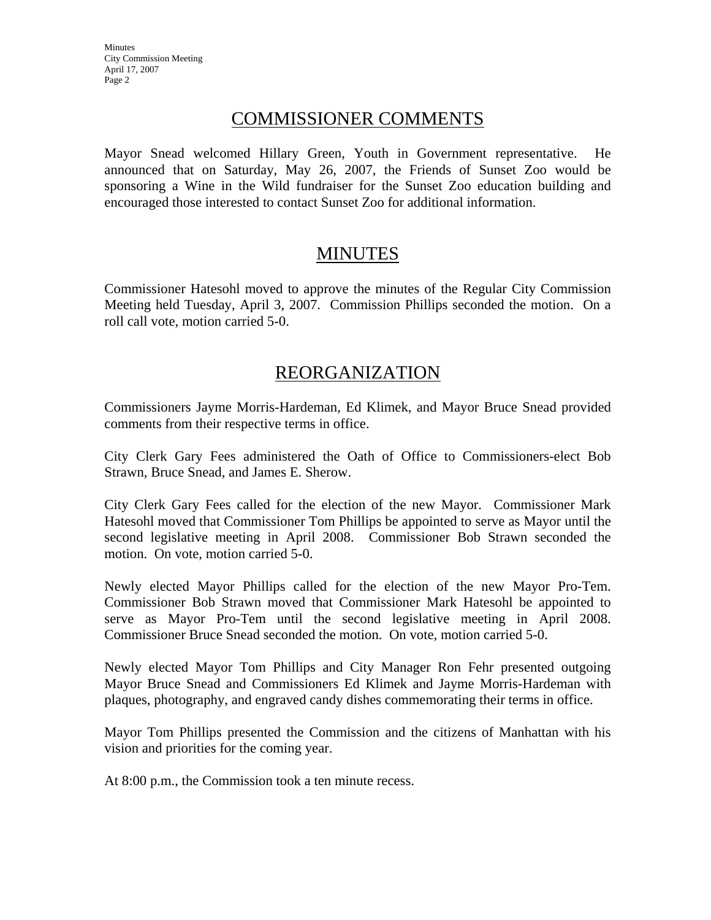## COMMISSIONER COMMENTS

Mayor Snead welcomed Hillary Green, Youth in Government representative. He announced that on Saturday, May 26, 2007, the Friends of Sunset Zoo would be sponsoring a Wine in the Wild fundraiser for the Sunset Zoo education building and encouraged those interested to contact Sunset Zoo for additional information.

## MINUTES

Commissioner Hatesohl moved to approve the minutes of the Regular City Commission Meeting held Tuesday, April 3, 2007. Commission Phillips seconded the motion. On a roll call vote, motion carried 5-0.

## REORGANIZATION

Commissioners Jayme Morris-Hardeman, Ed Klimek, and Mayor Bruce Snead provided comments from their respective terms in office.

City Clerk Gary Fees administered the Oath of Office to Commissioners-elect Bob Strawn, Bruce Snead, and James E. Sherow.

City Clerk Gary Fees called for the election of the new Mayor. Commissioner Mark Hatesohl moved that Commissioner Tom Phillips be appointed to serve as Mayor until the second legislative meeting in April 2008. Commissioner Bob Strawn seconded the motion. On vote, motion carried 5-0.

Newly elected Mayor Phillips called for the election of the new Mayor Pro-Tem. Commissioner Bob Strawn moved that Commissioner Mark Hatesohl be appointed to serve as Mayor Pro-Tem until the second legislative meeting in April 2008. Commissioner Bruce Snead seconded the motion. On vote, motion carried 5-0.

Newly elected Mayor Tom Phillips and City Manager Ron Fehr presented outgoing Mayor Bruce Snead and Commissioners Ed Klimek and Jayme Morris-Hardeman with plaques, photography, and engraved candy dishes commemorating their terms in office.

Mayor Tom Phillips presented the Commission and the citizens of Manhattan with his vision and priorities for the coming year.

At 8:00 p.m., the Commission took a ten minute recess.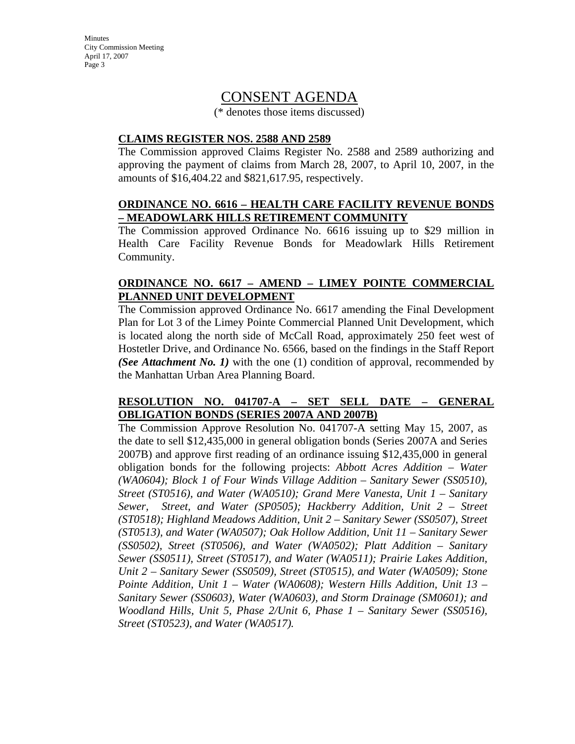# CONSENT AGENDA

(* denotes those items discussed)

**CLAIMS REGISTER NOS. 2588 AND 2589**

The Commission approved Claims Register No. 2588 and 2589 authorizing and approving the payment of claims from March 28, 2007, to April 10, 2007, in the amounts of $16,404.22 and $821,617.95, respectively.

**ORDINANCE NO. 6616 – HEALTH CARE FACILITY REVENUE BONDS – MEADOWLARK HILLS RETIREMENT COMMUNITY**

The Commission approved Ordinance No. 6616 issuing up to $29 million in Health Care Facility Revenue Bonds for Meadowlark Hills Retirement Community.

**ORDINANCE NO. 6617 – AMEND – LIMEY POINTE COMMERCIAL PLANNED UNIT DEVELOPMENT**

The Commission approved Ordinance No. 6617 amending the Final Development Plan for Lot 3 of the Limey Pointe Commercial Planned Unit Development, which is located along the north side of McCall Road, approximately 250 feet west of Hostetler Drive, and Ordinance No. 6566, based on the findings in the Staff Report ***(See Attachment No. 1)*** with the one (1) condition of approval, recommended by the Manhattan Urban Area Planning Board.

**RESOLUTION NO. 041707-A – SET SELL DATE – GENERAL OBLIGATION BONDS (SERIES 2007A AND 2007B)**

The Commission Approve Resolution No. 041707-A setting May 15, 2007, as the date to sell $12,435,000 in general obligation bonds (Series 2007A and Series 2007B) and approve first reading of an ordinance issuing $12,435,000 in general obligation bonds for the following projects: *Abbott Acres Addition – Water (WA0604); Block 1 of Four Winds Village Addition – Sanitary Sewer (SS0510), Street (ST0516), and Water (WA0510); Grand Mere Vanesta, Unit 1 – Sanitary Sewer, Street, and Water (SP0505); Hackberry Addition, Unit 2 – Street (ST0518); Highland Meadows Addition, Unit 2 – Sanitary Sewer (SS0507), Street (ST0513), and Water (WA0507); Oak Hollow Addition, Unit 11 – Sanitary Sewer (SS0502), Street (ST0506), and Water (WA0502); Platt Addition – Sanitary Sewer (SS0511), Street (ST0517), and Water (WA0511); Prairie Lakes Addition, Unit 2 – Sanitary Sewer (SS0509), Street (ST0515), and Water (WA0509); Stone Pointe Addition, Unit 1 – Water (WA0608); Western Hills Addition, Unit 13 – Sanitary Sewer (SS0603), Water (WA0603), and Storm Drainage (SM0601); and Woodland Hills, Unit 5, Phase 2/Unit 6, Phase 1 – Sanitary Sewer (SS0516), Street (ST0523), and Water (WA0517).*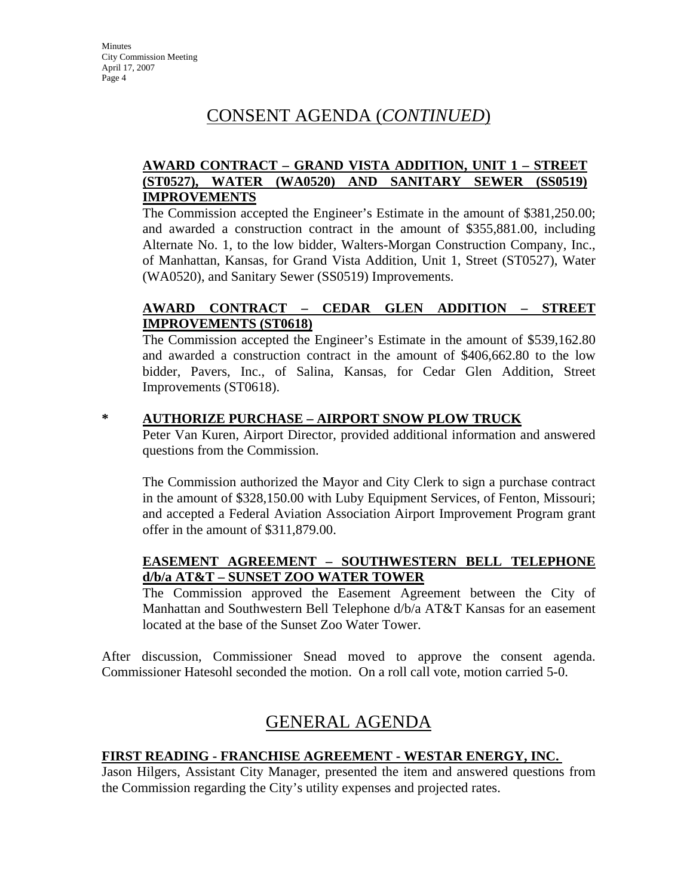## CONSENT AGENDA (*CONTINUED*)

**AWARD CONTRACT – GRAND VISTA ADDITION, UNIT 1 – STREET (ST0527), WATER (WA0520) AND SANITARY SEWER (SS0519) IMPROVEMENTS**

The Commission accepted the Engineer's Estimate in the amount of $381,250.00; and awarded a construction contract in the amount of $355,881.00, including Alternate No. 1, to the low bidder, Walters-Morgan Construction Company, Inc., of Manhattan, Kansas, for Grand Vista Addition, Unit 1, Street (ST0527), Water (WA0520), and Sanitary Sewer (SS0519) Improvements.

**AWARD CONTRACT – CEDAR GLEN ADDITION – STREET IMPROVEMENTS (ST0618)**

The Commission accepted the Engineer's Estimate in the amount of $539,162.80 and awarded a construction contract in the amount of $406,662.80 to the low bidder, Pavers, Inc., of Salina, Kansas, for Cedar Glen Addition, Street Improvements (ST0618).

\* **AUTHORIZE PURCHASE – AIRPORT SNOW PLOW TRUCK**

Peter Van Kuren, Airport Director, provided additional information and answered questions from the Commission.

The Commission authorized the Mayor and City Clerk to sign a purchase contract in the amount of $328,150.00 with Luby Equipment Services, of Fenton, Missouri; and accepted a Federal Aviation Association Airport Improvement Program grant offer in the amount of $311,879.00.

**EASEMENT AGREEMENT – SOUTHWESTERN BELL TELEPHONE d/b/a AT&T – SUNSET ZOO WATER TOWER**

The Commission approved the Easement Agreement between the City of Manhattan and Southwestern Bell Telephone d/b/a AT&T Kansas for an easement located at the base of the Sunset Zoo Water Tower.

After discussion, Commissioner Snead moved to approve the consent agenda. Commissioner Hatesohl seconded the motion. On a roll call vote, motion carried 5-0.

## GENERAL AGENDA

**FIRST READING - FRANCHISE AGREEMENT - WESTAR ENERGY, INC.**

Jason Hilgers, Assistant City Manager, presented the item and answered questions from the Commission regarding the City's utility expenses and projected rates.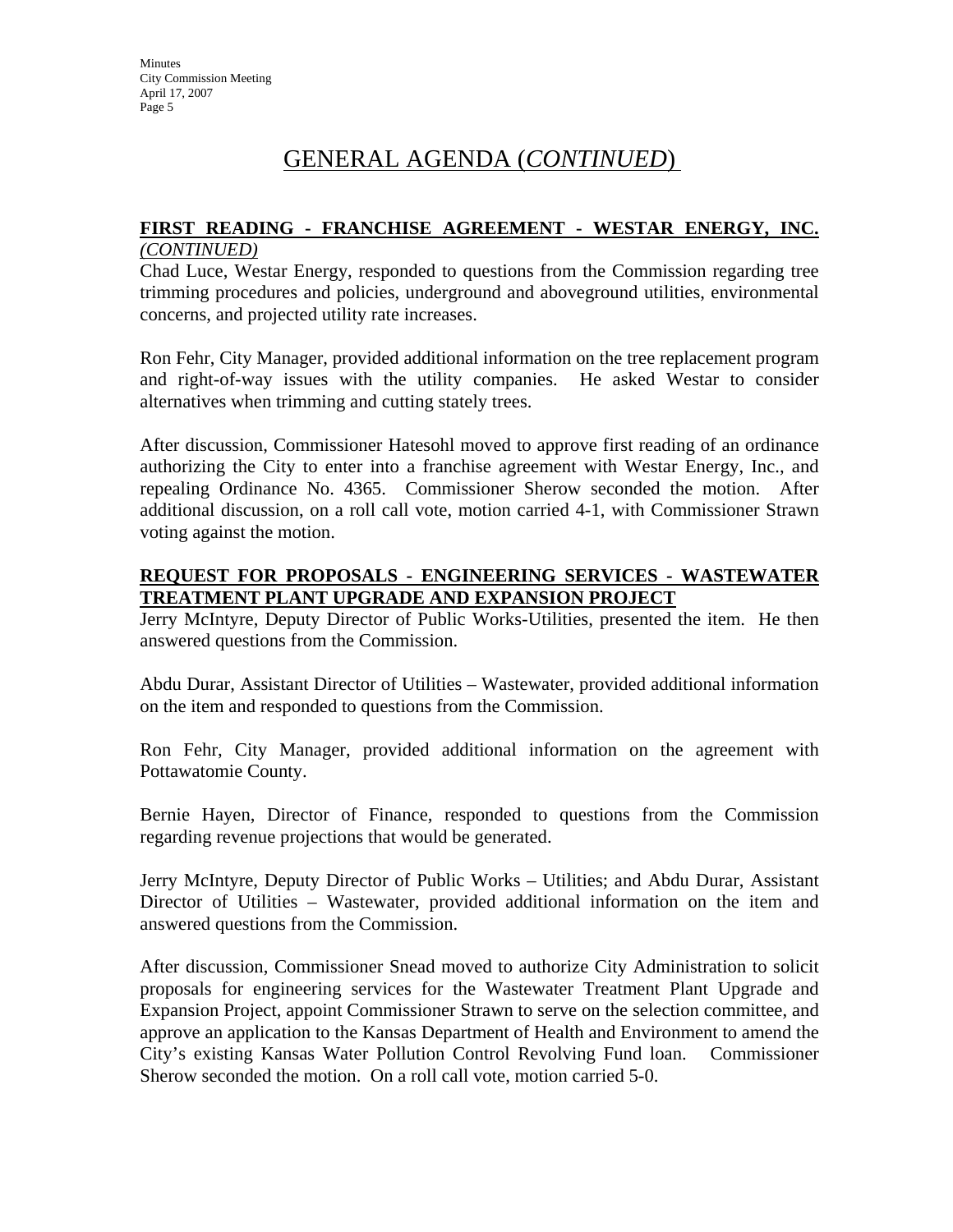# GENERAL AGENDA (*CONTINUED*)

**FIRST READING - FRANCHISE AGREEMENT - WESTAR ENERGY, INC.** *(CONTINUED)*

Chad Luce, Westar Energy, responded to questions from the Commission regarding tree trimming procedures and policies, underground and aboveground utilities, environmental concerns, and projected utility rate increases.

Ron Fehr, City Manager, provided additional information on the tree replacement program and right-of-way issues with the utility companies. He asked Westar to consider alternatives when trimming and cutting stately trees.

After discussion, Commissioner Hatesohl moved to approve first reading of an ordinance authorizing the City to enter into a franchise agreement with Westar Energy, Inc., and repealing Ordinance No. 4365. Commissioner Sherow seconded the motion. After additional discussion, on a roll call vote, motion carried 4-1, with Commissioner Strawn voting against the motion.

**REQUEST FOR PROPOSALS - ENGINEERING SERVICES - WASTEWATER TREATMENT PLANT UPGRADE AND EXPANSION PROJECT**

Jerry McIntyre, Deputy Director of Public Works-Utilities, presented the item. He then answered questions from the Commission.

Abdu Durar, Assistant Director of Utilities – Wastewater, provided additional information on the item and responded to questions from the Commission.

Ron Fehr, City Manager, provided additional information on the agreement with Pottawatomie County.

Bernie Hayen, Director of Finance, responded to questions from the Commission regarding revenue projections that would be generated.

Jerry McIntyre, Deputy Director of Public Works – Utilities; and Abdu Durar, Assistant Director of Utilities – Wastewater, provided additional information on the item and answered questions from the Commission.

After discussion, Commissioner Snead moved to authorize City Administration to solicit proposals for engineering services for the Wastewater Treatment Plant Upgrade and Expansion Project, appoint Commissioner Strawn to serve on the selection committee, and approve an application to the Kansas Department of Health and Environment to amend the City's existing Kansas Water Pollution Control Revolving Fund loan. Commissioner Sherow seconded the motion. On a roll call vote, motion carried 5-0.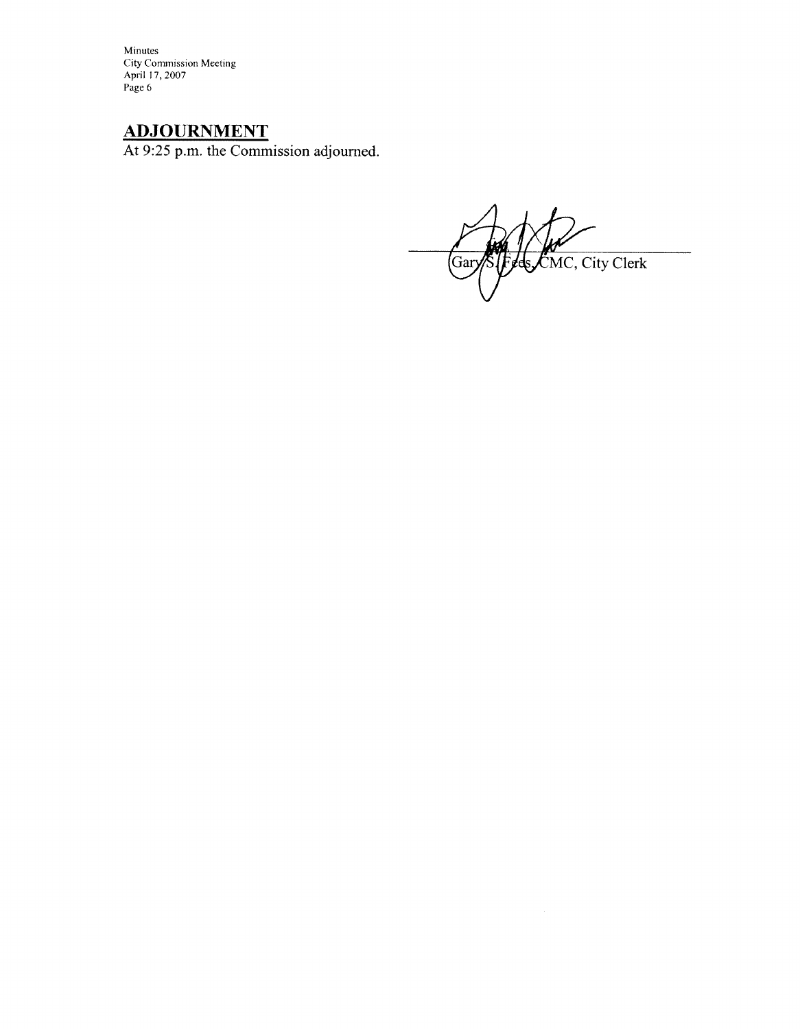## ADJOURNMENT

At 9:25 p.m. the Commission adjourned.

Gary S. Fees, CMC, City Clerk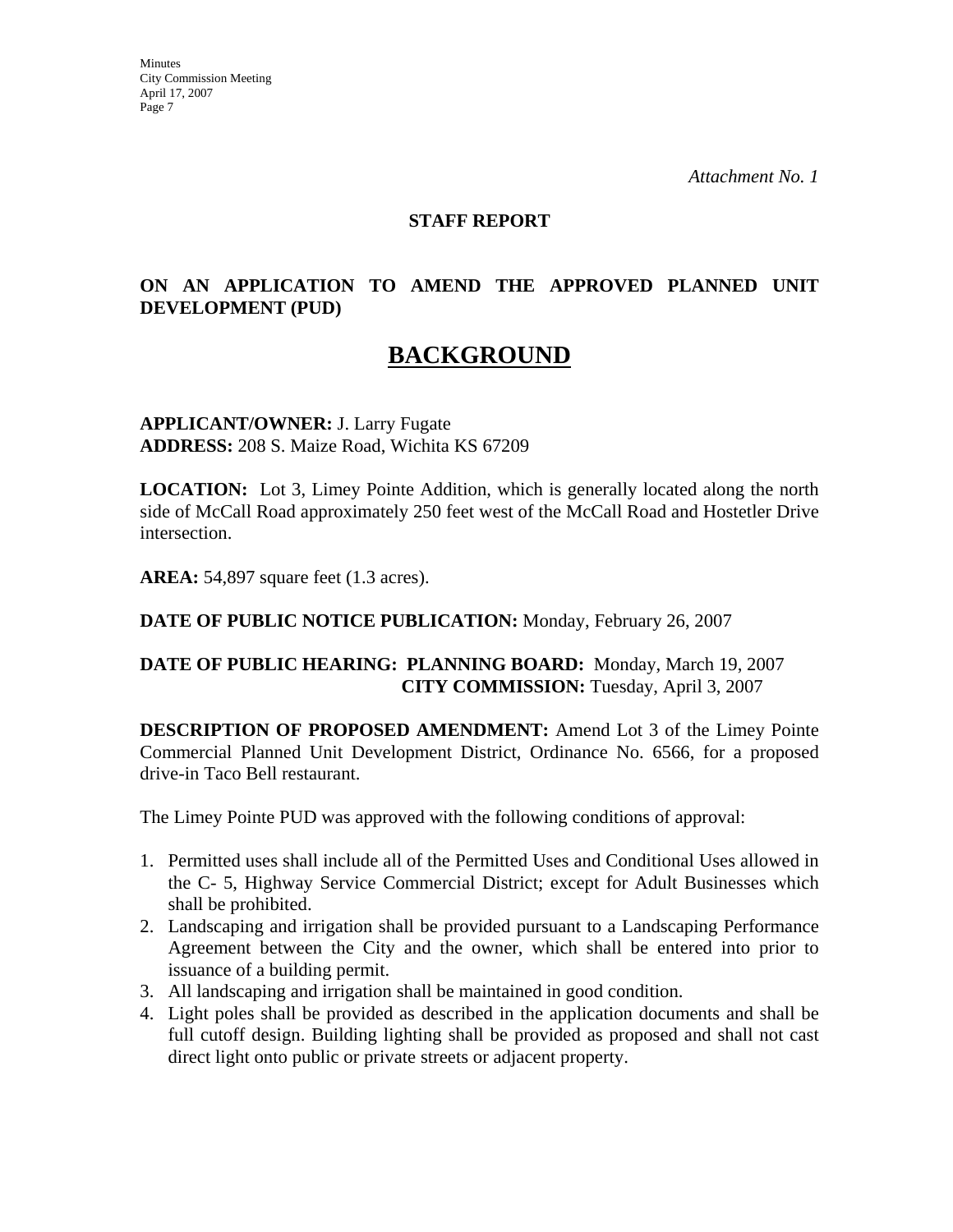*Attachment No. 1*

**STAFF REPORT**

**ON AN APPLICATION TO AMEND THE APPROVED PLANNED UNIT DEVELOPMENT (PUD)**

# BACKGROUND

**APPLICANT/OWNER:** J. Larry Fugate
**ADDRESS:** 208 S. Maize Road, Wichita KS 67209

**LOCATION:** Lot 3, Limey Pointe Addition, which is generally located along the north side of McCall Road approximately 250 feet west of the McCall Road and Hostetler Drive intersection.

**AREA:** 54,897 square feet (1.3 acres).

**DATE OF PUBLIC NOTICE PUBLICATION:** Monday, February 26, 2007

**DATE OF PUBLIC HEARING: PLANNING BOARD:** Monday, March 19, 2007
**CITY COMMISSION:** Tuesday, April 3, 2007

**DESCRIPTION OF PROPOSED AMENDMENT:** Amend Lot 3 of the Limey Pointe Commercial Planned Unit Development District, Ordinance No. 6566, for a proposed drive-in Taco Bell restaurant.

The Limey Pointe PUD was approved with the following conditions of approval:

1. Permitted uses shall include all of the Permitted Uses and Conditional Uses allowed in the C- 5, Highway Service Commercial District; except for Adult Businesses which shall be prohibited.
2. Landscaping and irrigation shall be provided pursuant to a Landscaping Performance Agreement between the City and the owner, which shall be entered into prior to issuance of a building permit.
3. All landscaping and irrigation shall be maintained in good condition.
4. Light poles shall be provided as described in the application documents and shall be full cutoff design. Building lighting shall be provided as proposed and shall not cast direct light onto public or private streets or adjacent property.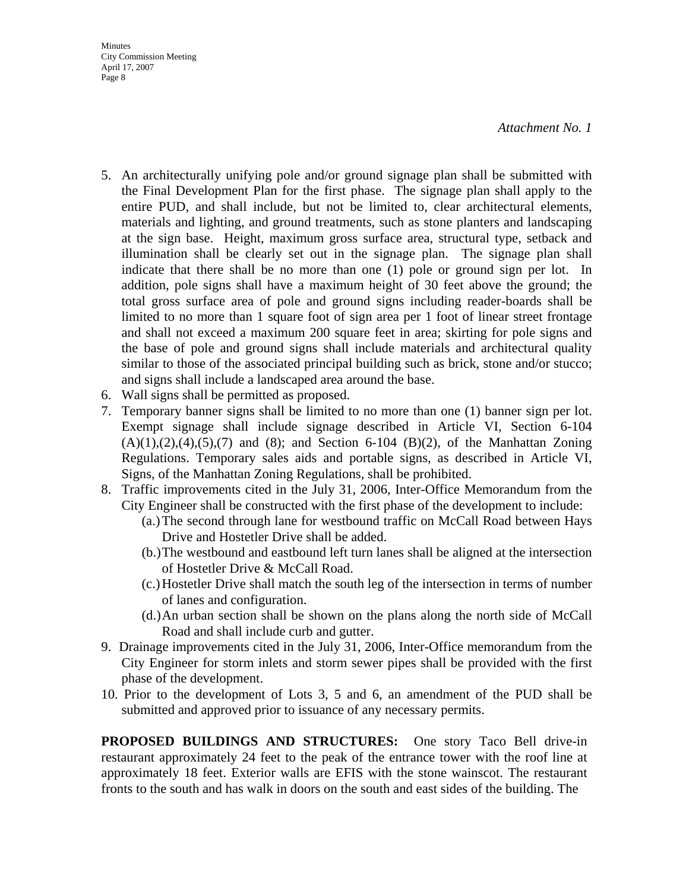*Attachment No. 1*

5. An architecturally unifying pole and/or ground signage plan shall be submitted with the Final Development Plan for the first phase. The signage plan shall apply to the entire PUD, and shall include, but not be limited to, clear architectural elements, materials and lighting, and ground treatments, such as stone planters and landscaping at the sign base. Height, maximum gross surface area, structural type, setback and illumination shall be clearly set out in the signage plan. The signage plan shall indicate that there shall be no more than one (1) pole or ground sign per lot. In addition, pole signs shall have a maximum height of 30 feet above the ground; the total gross surface area of pole and ground signs including reader-boards shall be limited to no more than 1 square foot of sign area per 1 foot of linear street frontage and shall not exceed a maximum 200 square feet in area; skirting for pole signs and the base of pole and ground signs shall include materials and architectural quality similar to those of the associated principal building such as brick, stone and/or stucco; and signs shall include a landscaped area around the base.
6. Wall signs shall be permitted as proposed.
7. Temporary banner signs shall be limited to no more than one (1) banner sign per lot. Exempt signage shall include signage described in Article VI, Section 6-104 (A)(1),(2),(4),(5),(7) and (8); and Section 6-104 (B)(2), of the Manhattan Zoning Regulations. Temporary sales aids and portable signs, as described in Article VI, Signs, of the Manhattan Zoning Regulations, shall be prohibited.
8. Traffic improvements cited in the July 31, 2006, Inter-Office Memorandum from the City Engineer shall be constructed with the first phase of the development to include:
    (a.) The second through lane for westbound traffic on McCall Road between Hays Drive and Hostetler Drive shall be added.
    (b.) The westbound and eastbound left turn lanes shall be aligned at the intersection of Hostetler Drive & McCall Road.
    (c.) Hostetler Drive shall match the south leg of the intersection in terms of number of lanes and configuration.
    (d.) An urban section shall be shown on the plans along the north side of McCall Road and shall include curb and gutter.
9. Drainage improvements cited in the July 31, 2006, Inter-Office memorandum from the City Engineer for storm inlets and storm sewer pipes shall be provided with the first phase of the development.
10. Prior to the development of Lots 3, 5 and 6, an amendment of the PUD shall be submitted and approved prior to issuance of any necessary permits.

**PROPOSED BUILDINGS AND STRUCTURES:** One story Taco Bell drive-in restaurant approximately 24 feet to the peak of the entrance tower with the roof line at approximately 18 feet. Exterior walls are EFIS with the stone wainscot. The restaurant fronts to the south and has walk in doors on the south and east sides of the building. The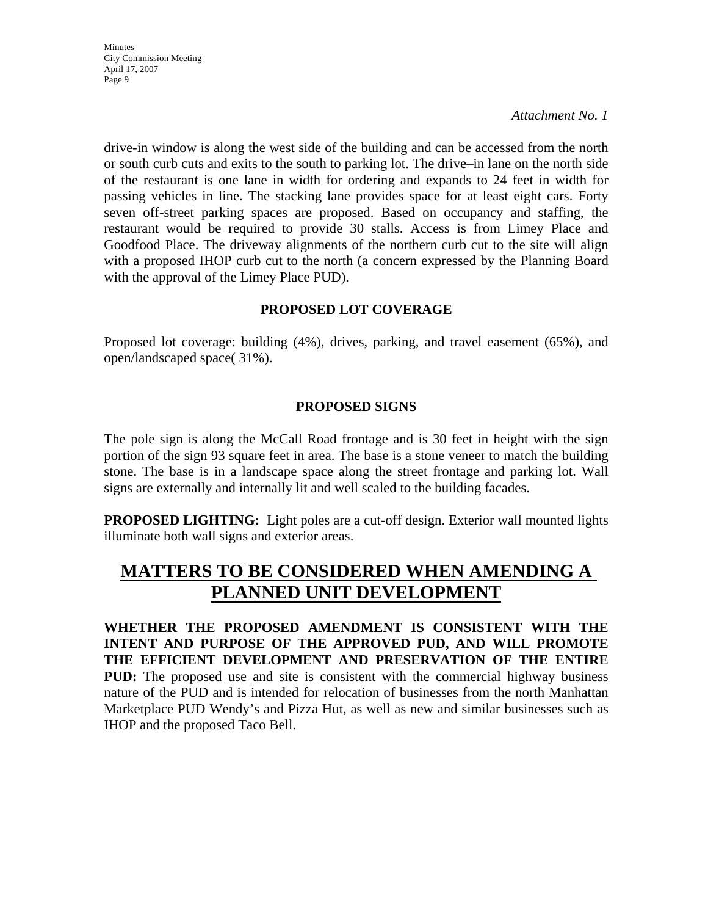*Attachment No. 1*

drive-in window is along the west side of the building and can be accessed from the north or south curb cuts and exits to the south to parking lot. The drive–in lane on the north side of the restaurant is one lane in width for ordering and expands to 24 feet in width for passing vehicles in line. The stacking lane provides space for at least eight cars. Forty seven off-street parking spaces are proposed. Based on occupancy and staffing, the restaurant would be required to provide 30 stalls. Access is from Limey Place and Goodfood Place. The driveway alignments of the northern curb cut to the site will align with a proposed IHOP curb cut to the north (a concern expressed by the Planning Board with the approval of the Limey Place PUD).

**PROPOSED LOT COVERAGE**

Proposed lot coverage: building (4%), drives, parking, and travel easement (65%), and open/landscaped space( 31%).

**PROPOSED SIGNS**

The pole sign is along the McCall Road frontage and is 30 feet in height with the sign portion of the sign 93 square feet in area. The base is a stone veneer to match the building stone. The base is in a landscape space along the street frontage and parking lot. Wall signs are externally and internally lit and well scaled to the building facades.

**PROPOSED LIGHTING:** Light poles are a cut-off design. Exterior wall mounted lights illuminate both wall signs and exterior areas.

## MATTERS TO BE CONSIDERED WHEN AMENDING A PLANNED UNIT DEVELOPMENT

**WHETHER THE PROPOSED AMENDMENT IS CONSISTENT WITH THE INTENT AND PURPOSE OF THE APPROVED PUD, AND WILL PROMOTE THE EFFICIENT DEVELOPMENT AND PRESERVATION OF THE ENTIRE PUD:** The proposed use and site is consistent with the commercial highway business nature of the PUD and is intended for relocation of businesses from the north Manhattan Marketplace PUD Wendy's and Pizza Hut, as well as new and similar businesses such as IHOP and the proposed Taco Bell.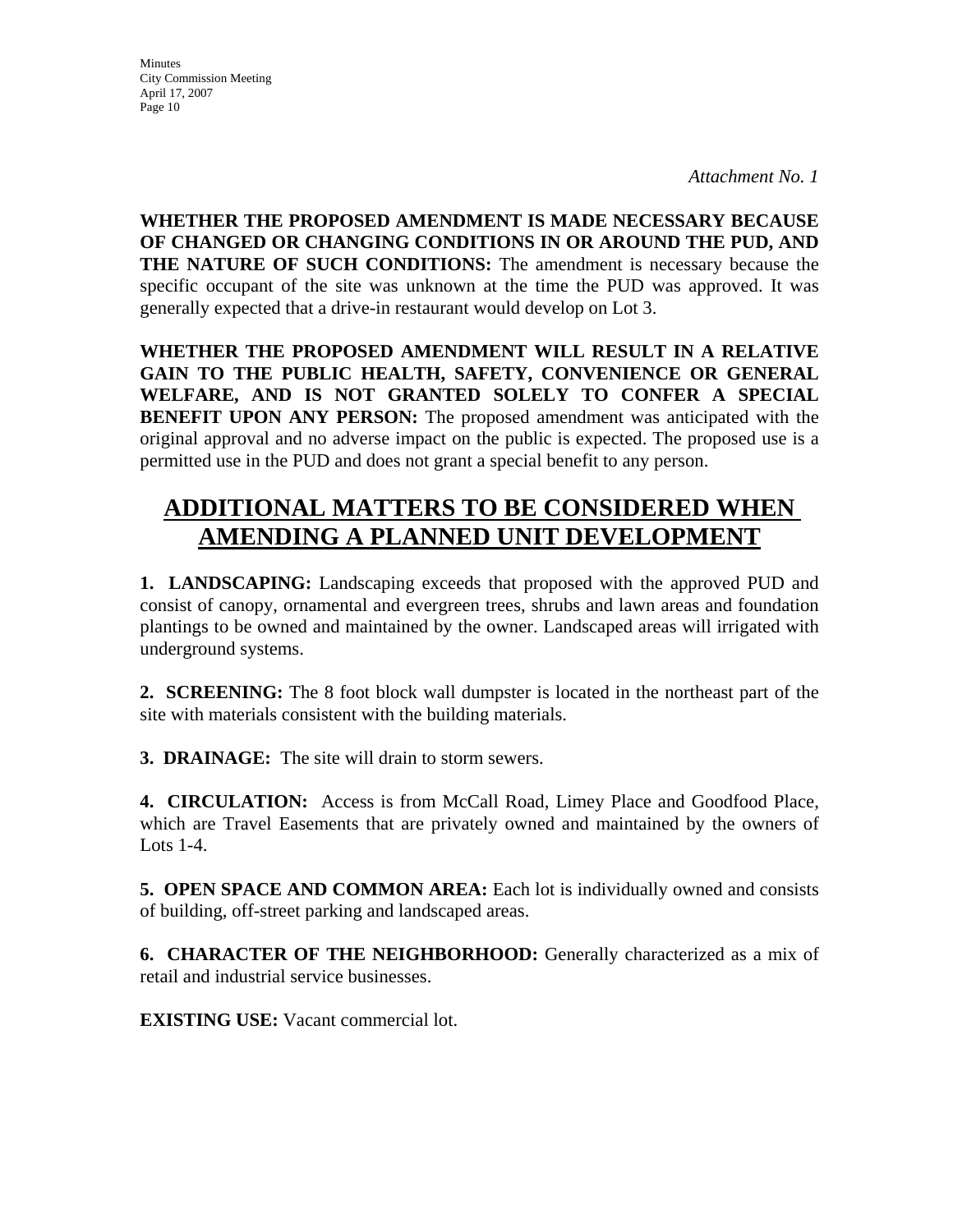*Attachment No. 1*

**WHETHER THE PROPOSED AMENDMENT IS MADE NECESSARY BECAUSE OF CHANGED OR CHANGING CONDITIONS IN OR AROUND THE PUD, AND THE NATURE OF SUCH CONDITIONS:** The amendment is necessary because the specific occupant of the site was unknown at the time the PUD was approved. It was generally expected that a drive-in restaurant would develop on Lot 3.

**WHETHER THE PROPOSED AMENDMENT WILL RESULT IN A RELATIVE GAIN TO THE PUBLIC HEALTH, SAFETY, CONVENIENCE OR GENERAL WELFARE, AND IS NOT GRANTED SOLELY TO CONFER A SPECIAL BENEFIT UPON ANY PERSON:** The proposed amendment was anticipated with the original approval and no adverse impact on the public is expected. The proposed use is a permitted use in the PUD and does not grant a special benefit to any person.

## ADDITIONAL MATTERS TO BE CONSIDERED WHEN AMENDING A PLANNED UNIT DEVELOPMENT

**1. LANDSCAPING:** Landscaping exceeds that proposed with the approved PUD and consist of canopy, ornamental and evergreen trees, shrubs and lawn areas and foundation plantings to be owned and maintained by the owner. Landscaped areas will irrigated with underground systems.

**2. SCREENING:** The 8 foot block wall dumpster is located in the northeast part of the site with materials consistent with the building materials.

**3. DRAINAGE:** The site will drain to storm sewers.

**4. CIRCULATION:** Access is from McCall Road, Limey Place and Goodfood Place, which are Travel Easements that are privately owned and maintained by the owners of Lots 1-4.

**5. OPEN SPACE AND COMMON AREA:** Each lot is individually owned and consists of building, off-street parking and landscaped areas.

**6. CHARACTER OF THE NEIGHBORHOOD:** Generally characterized as a mix of retail and industrial service businesses.

**EXISTING USE:** Vacant commercial lot.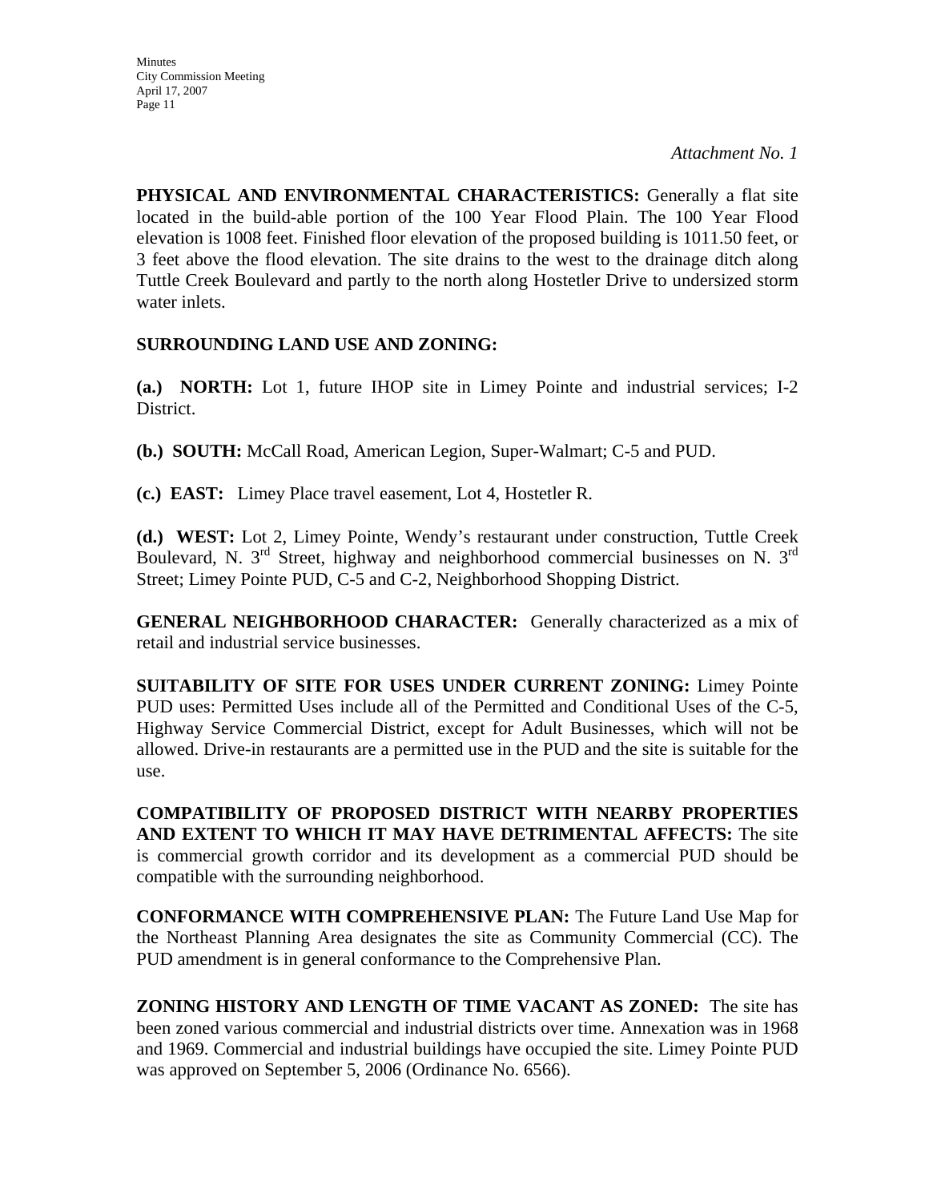*Attachment No. 1*

**PHYSICAL AND ENVIRONMENTAL CHARACTERISTICS:** Generally a flat site located in the build-able portion of the 100 Year Flood Plain. The 100 Year Flood elevation is 1008 feet. Finished floor elevation of the proposed building is 1011.50 feet, or 3 feet above the flood elevation. The site drains to the west to the drainage ditch along Tuttle Creek Boulevard and partly to the north along Hostetler Drive to undersized storm water inlets.

**SURROUNDING LAND USE AND ZONING:**

**(a.) NORTH:** Lot 1, future IHOP site in Limey Pointe and industrial services; I-2 District.

**(b.) SOUTH:** McCall Road, American Legion, Super-Walmart; C-5 and PUD.

**(c.) EAST:** Limey Place travel easement, Lot 4, Hostetler R.

**(d.) WEST:** Lot 2, Limey Pointe, Wendy's restaurant under construction, Tuttle Creek Boulevard, N. 3rd Street, highway and neighborhood commercial businesses on N. 3rd Street; Limey Pointe PUD, C-5 and C-2, Neighborhood Shopping District.

**GENERAL NEIGHBORHOOD CHARACTER:** Generally characterized as a mix of retail and industrial service businesses.

**SUITABILITY OF SITE FOR USES UNDER CURRENT ZONING:** Limey Pointe PUD uses: Permitted Uses include all of the Permitted and Conditional Uses of the C-5, Highway Service Commercial District, except for Adult Businesses, which will not be allowed. Drive-in restaurants are a permitted use in the PUD and the site is suitable for the use.

**COMPATIBILITY OF PROPOSED DISTRICT WITH NEARBY PROPERTIES AND EXTENT TO WHICH IT MAY HAVE DETRIMENTAL AFFECTS:** The site is commercial growth corridor and its development as a commercial PUD should be compatible with the surrounding neighborhood.

**CONFORMANCE WITH COMPREHENSIVE PLAN:** The Future Land Use Map for the Northeast Planning Area designates the site as Community Commercial (CC). The PUD amendment is in general conformance to the Comprehensive Plan.

**ZONING HISTORY AND LENGTH OF TIME VACANT AS ZONED:** The site has been zoned various commercial and industrial districts over time. Annexation was in 1968 and 1969. Commercial and industrial buildings have occupied the site. Limey Pointe PUD was approved on September 5, 2006 (Ordinance No. 6566).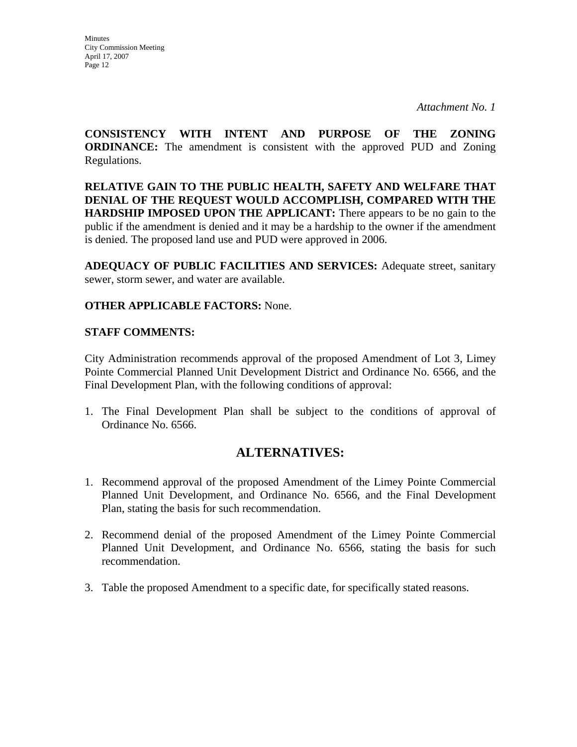*Attachment No. 1*

**CONSISTENCY WITH INTENT AND PURPOSE OF THE ZONING ORDINANCE:** The amendment is consistent with the approved PUD and Zoning Regulations.

**RELATIVE GAIN TO THE PUBLIC HEALTH, SAFETY AND WELFARE THAT DENIAL OF THE REQUEST WOULD ACCOMPLISH, COMPARED WITH THE HARDSHIP IMPOSED UPON THE APPLICANT:** There appears to be no gain to the public if the amendment is denied and it may be a hardship to the owner if the amendment is denied. The proposed land use and PUD were approved in 2006.

**ADEQUACY OF PUBLIC FACILITIES AND SERVICES:** Adequate street, sanitary sewer, storm sewer, and water are available.

**OTHER APPLICABLE FACTORS:** None.

**STAFF COMMENTS:**

City Administration recommends approval of the proposed Amendment of Lot 3, Limey Pointe Commercial Planned Unit Development District and Ordinance No. 6566, and the Final Development Plan, with the following conditions of approval:

1. The Final Development Plan shall be subject to the conditions of approval of Ordinance No. 6566.

## ALTERNATIVES:

1. Recommend approval of the proposed Amendment of the Limey Pointe Commercial Planned Unit Development, and Ordinance No. 6566, and the Final Development Plan, stating the basis for such recommendation.

2. Recommend denial of the proposed Amendment of the Limey Pointe Commercial Planned Unit Development, and Ordinance No. 6566, stating the basis for such recommendation.

3. Table the proposed Amendment to a specific date, for specifically stated reasons.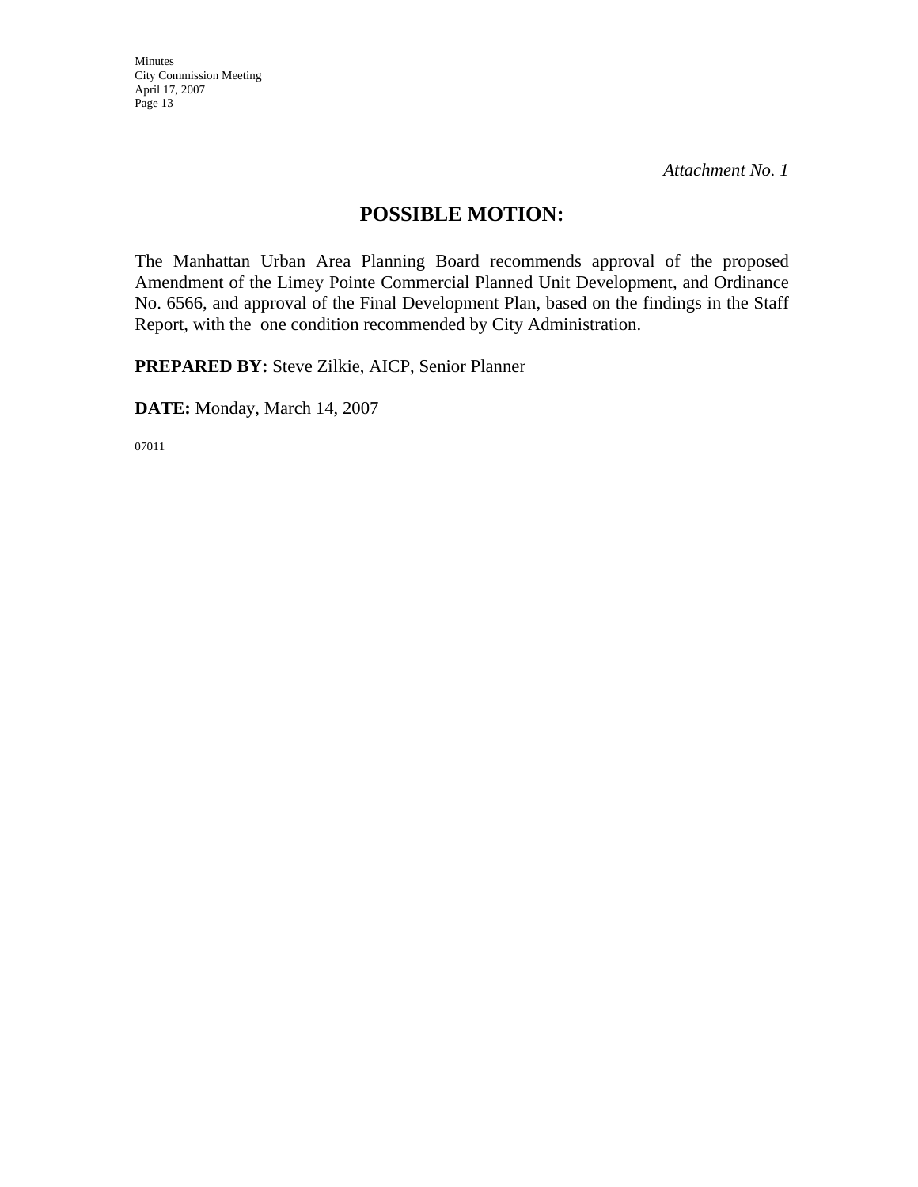*Attachment No. 1*

## POSSIBLE MOTION:

The Manhattan Urban Area Planning Board recommends approval of the proposed Amendment of the Limey Pointe Commercial Planned Unit Development, and Ordinance No. 6566, and approval of the Final Development Plan, based on the findings in the Staff Report, with the one condition recommended by City Administration.

**PREPARED BY:** Steve Zilkie, AICP, Senior Planner

**DATE:** Monday, March 14, 2007

07011